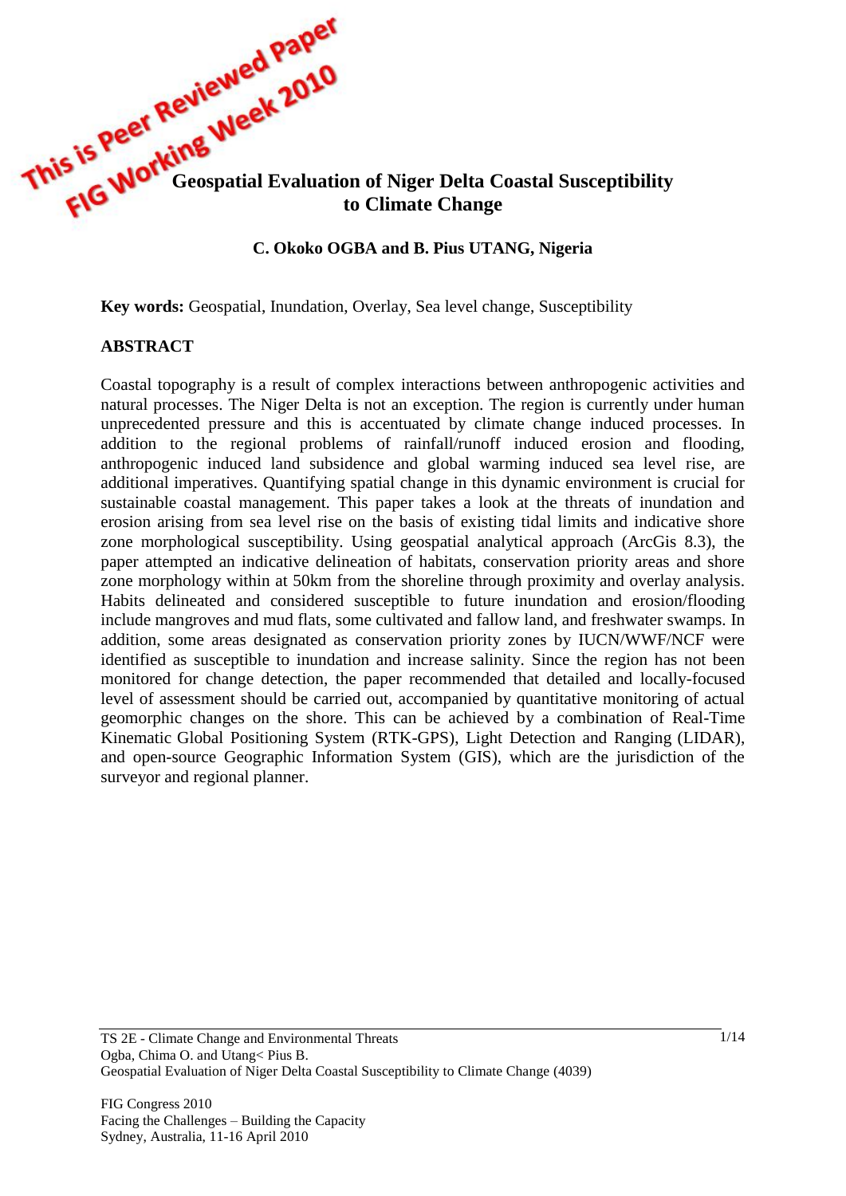This is Peer Reviewed Paper
FIG Working Week 2010

# Geospatial Evaluation of Niger Delta Coastal Susceptibility to Climate Change

**C. Okoko OGBA and B. Pius UTANG, Nigeria**

**Key words:** Geospatial, Inundation, Overlay, Sea level change, Susceptibility

## ABSTRACT

Coastal topography is a result of complex interactions between anthropogenic activities and natural processes. The Niger Delta is not an exception. The region is currently under human unprecedented pressure and this is accentuated by climate change induced processes. In addition to the regional problems of rainfall/runoff induced erosion and flooding, anthropogenic induced land subsidence and global warming induced sea level rise, are additional imperatives. Quantifying spatial change in this dynamic environment is crucial for sustainable coastal management. This paper takes a look at the threats of inundation and erosion arising from sea level rise on the basis of existing tidal limits and indicative shore zone morphological susceptibility. Using geospatial analytical approach (ArcGis 8.3), the paper attempted an indicative delineation of habitats, conservation priority areas and shore zone morphology within at 50km from the shoreline through proximity and overlay analysis. Habits delineated and considered susceptible to future inundation and erosion/flooding include mangroves and mud flats, some cultivated and fallow land, and freshwater swamps. In addition, some areas designated as conservation priority zones by IUCN/WWF/NCF were identified as susceptible to inundation and increase salinity. Since the region has not been monitored for change detection, the paper recommended that detailed and locally-focused level of assessment should be carried out, accompanied by quantitative monitoring of actual geomorphic changes on the shore. This can be achieved by a combination of Real-Time Kinematic Global Positioning System (RTK-GPS), Light Detection and Ranging (LIDAR), and open-source Geographic Information System (GIS), which are the jurisdiction of the surveyor and regional planner.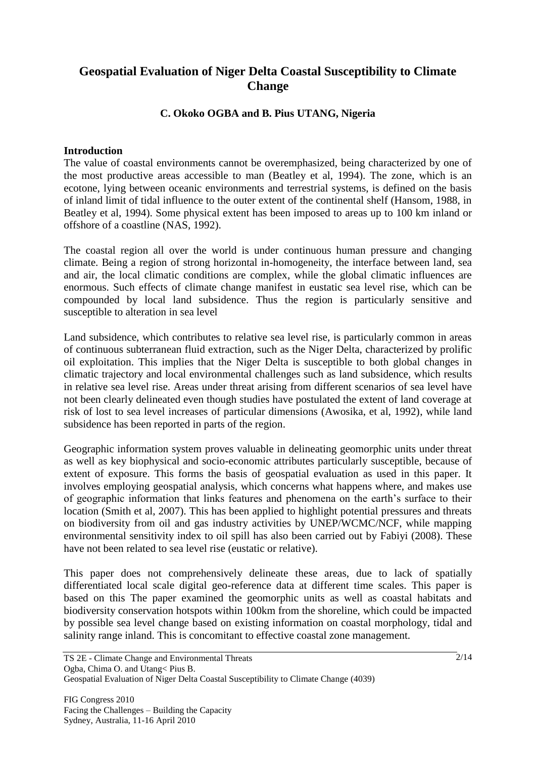# Geospatial Evaluation of Niger Delta Coastal Susceptibility to Climate Change

### C. Okoko OGBA and B. Pius UTANG, Nigeria

**Introduction**

The value of coastal environments cannot be overemphasized, being characterized by one of the most productive areas accessible to man (Beatley et al, 1994). The zone, which is an ecotone, lying between oceanic environments and terrestrial systems, is defined on the basis of inland limit of tidal influence to the outer extent of the continental shelf (Hansom, 1988, in Beatley et al, 1994). Some physical extent has been imposed to areas up to 100 km inland or offshore of a coastline (NAS, 1992).

The coastal region all over the world is under continuous human pressure and changing climate. Being a region of strong horizontal in-homogeneity, the interface between land, sea and air, the local climatic conditions are complex, while the global climatic influences are enormous. Such effects of climate change manifest in eustatic sea level rise, which can be compounded by local land subsidence. Thus the region is particularly sensitive and susceptible to alteration in sea level

Land subsidence, which contributes to relative sea level rise, is particularly common in areas of continuous subterranean fluid extraction, such as the Niger Delta, characterized by prolific oil exploitation. This implies that the Niger Delta is susceptible to both global changes in climatic trajectory and local environmental challenges such as land subsidence, which results in relative sea level rise. Areas under threat arising from different scenarios of sea level have not been clearly delineated even though studies have postulated the extent of land coverage at risk of lost to sea level increases of particular dimensions (Awosika, et al, 1992), while land subsidence has been reported in parts of the region.

Geographic information system proves valuable in delineating geomorphic units under threat as well as key biophysical and socio-economic attributes particularly susceptible, because of extent of exposure. This forms the basis of geospatial evaluation as used in this paper. It involves employing geospatial analysis, which concerns what happens where, and makes use of geographic information that links features and phenomena on the earth's surface to their location (Smith et al, 2007). This has been applied to highlight potential pressures and threats on biodiversity from oil and gas industry activities by UNEP/WCMC/NCF, while mapping environmental sensitivity index to oil spill has also been carried out by Fabiyi (2008). These have not been related to sea level rise (eustatic or relative).

This paper does not comprehensively delineate these areas, due to lack of spatially differentiated local scale digital geo-reference data at different time scales. This paper is based on this The paper examined the geomorphic units as well as coastal habitats and biodiversity conservation hotspots within 100km from the shoreline, which could be impacted by possible sea level change based on existing information on coastal morphology, tidal and salinity range inland. This is concomitant to effective coastal zone management.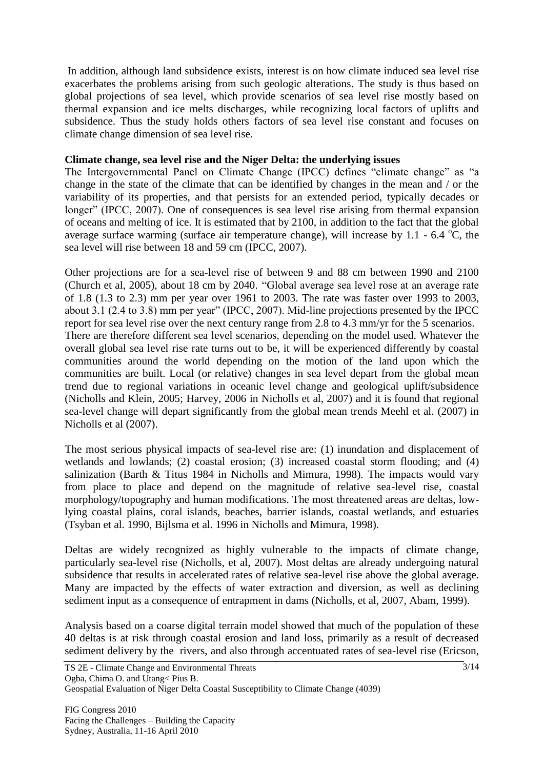In addition, although land subsidence exists, interest is on how climate induced sea level rise exacerbates the problems arising from such geologic alterations. The study is thus based on global projections of sea level, which provide scenarios of sea level rise mostly based on thermal expansion and ice melts discharges, while recognizing local factors of uplifts and subsidence. Thus the study holds others factors of sea level rise constant and focuses on climate change dimension of sea level rise.

**Climate change, sea level rise and the Niger Delta: the underlying issues**

The Intergovernmental Panel on Climate Change (IPCC) defines "climate change" as "a change in the state of the climate that can be identified by changes in the mean and / or the variability of its properties, and that persists for an extended period, typically decades or longer" (IPCC, 2007). One of consequences is sea level rise arising from thermal expansion of oceans and melting of ice. It is estimated that by 2100, in addition to the fact that the global average surface warming (surface air temperature change), will increase by 1.1 - 6.4 $^{o}$C, the sea level will rise between 18 and 59 cm (IPCC, 2007).

Other projections are for a sea-level rise of between 9 and 88 cm between 1990 and 2100 (Church et al, 2005), about 18 cm by 2040. "Global average sea level rose at an average rate of 1.8 (1.3 to 2.3) mm per year over 1961 to 2003. The rate was faster over 1993 to 2003, about 3.1 (2.4 to 3.8) mm per year" (IPCC, 2007). Mid-line projections presented by the IPCC report for sea level rise over the next century range from 2.8 to 4.3 mm/yr for the 5 scenarios. There are therefore different sea level scenarios, depending on the model used. Whatever the overall global sea level rise rate turns out to be, it will be experienced differently by coastal communities around the world depending on the motion of the land upon which the communities are built. Local (or relative) changes in sea level depart from the global mean trend due to regional variations in oceanic level change and geological uplift/subsidence (Nicholls and Klein, 2005; Harvey, 2006 in Nicholls et al, 2007) and it is found that regional sea-level change will depart significantly from the global mean trends Meehl et al. (2007) in Nicholls et al (2007).

The most serious physical impacts of sea-level rise are: (1) inundation and displacement of wetlands and lowlands; (2) coastal erosion; (3) increased coastal storm flooding; and (4) salinization (Barth & Titus 1984 in Nicholls and Mimura, 1998). The impacts would vary from place to place and depend on the magnitude of relative sea-level rise, coastal morphology/topography and human modifications. The most threatened areas are deltas, low-lying coastal plains, coral islands, beaches, barrier islands, coastal wetlands, and estuaries (Tsyban et al. 1990, Bijlsma et al. 1996 in Nicholls and Mimura, 1998).

Deltas are widely recognized as highly vulnerable to the impacts of climate change, particularly sea-level rise (Nicholls, et al, 2007). Most deltas are already undergoing natural subsidence that results in accelerated rates of relative sea-level rise above the global average. Many are impacted by the effects of water extraction and diversion, as well as declining sediment input as a consequence of entrapment in dams (Nicholls, et al, 2007, Abam, 1999).

Analysis based on a coarse digital terrain model showed that much of the population of these 40 deltas is at risk through coastal erosion and land loss, primarily as a result of decreased sediment delivery by the rivers, and also through accentuated rates of sea-level rise (Ericson,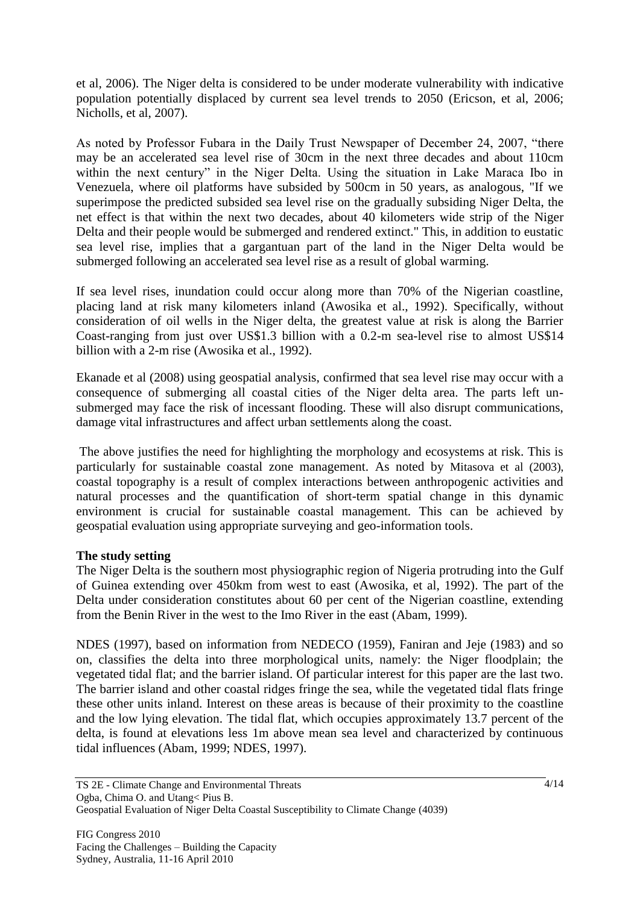et al, 2006). The Niger delta is considered to be under moderate vulnerability with indicative population potentially displaced by current sea level trends to 2050 (Ericson, et al, 2006; Nicholls, et al, 2007).

As noted by Professor Fubara in the Daily Trust Newspaper of December 24, 2007, "there may be an accelerated sea level rise of 30cm in the next three decades and about 110cm within the next century" in the Niger Delta. Using the situation in Lake Maraca Ibo in Venezuela, where oil platforms have subsided by 500cm in 50 years, as analogous, "If we superimpose the predicted subsided sea level rise on the gradually subsiding Niger Delta, the net effect is that within the next two decades, about 40 kilometers wide strip of the Niger Delta and their people would be submerged and rendered extinct." This, in addition to eustatic sea level rise, implies that a gargantuan part of the land in the Niger Delta would be submerged following an accelerated sea level rise as a result of global warming.

If sea level rises, inundation could occur along more than 70% of the Nigerian coastline, placing land at risk many kilometers inland (Awosika et al., 1992). Specifically, without consideration of oil wells in the Niger delta, the greatest value at risk is along the Barrier Coast-ranging from just over US$1.3 billion with a 0.2-m sea-level rise to almost US$14 billion with a 2-m rise (Awosika et al., 1992).

Ekanade et al (2008) using geospatial analysis, confirmed that sea level rise may occur with a consequence of submerging all coastal cities of the Niger delta area. The parts left un-submerged may face the risk of incessant flooding. These will also disrupt communications, damage vital infrastructures and affect urban settlements along the coast.

The above justifies the need for highlighting the morphology and ecosystems at risk. This is particularly for sustainable coastal zone management. As noted by Mitasova et al (2003), coastal topography is a result of complex interactions between anthropogenic activities and natural processes and the quantification of short-term spatial change in this dynamic environment is crucial for sustainable coastal management. This can be achieved by geospatial evaluation using appropriate surveying and geo-information tools.

**The study setting**

The Niger Delta is the southern most physiographic region of Nigeria protruding into the Gulf of Guinea extending over 450km from west to east (Awosika, et al, 1992). The part of the Delta under consideration constitutes about 60 per cent of the Nigerian coastline, extending from the Benin River in the west to the Imo River in the east (Abam, 1999).

NDES (1997), based on information from NEDECO (1959), Faniran and Jeje (1983) and so on, classifies the delta into three morphological units, namely: the Niger floodplain; the vegetated tidal flat; and the barrier island. Of particular interest for this paper are the last two. The barrier island and other coastal ridges fringe the sea, while the vegetated tidal flats fringe these other units inland. Interest on these areas is because of their proximity to the coastline and the low lying elevation. The tidal flat, which occupies approximately 13.7 percent of the delta, is found at elevations less 1m above mean sea level and characterized by continuous tidal influences (Abam, 1999; NDES, 1997).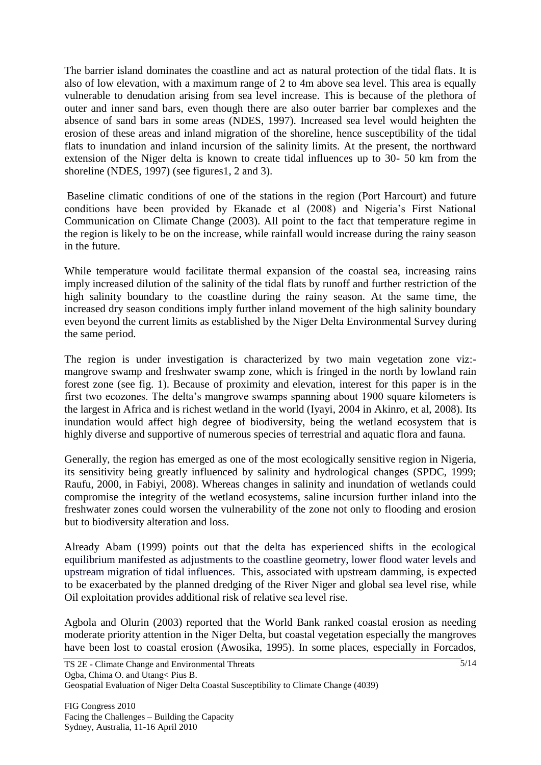The barrier island dominates the coastline and act as natural protection of the tidal flats. It is also of low elevation, with a maximum range of 2 to 4m above sea level. This area is equally vulnerable to denudation arising from sea level increase. This is because of the plethora of outer and inner sand bars, even though there are also outer barrier bar complexes and the absence of sand bars in some areas (NDES, 1997). Increased sea level would heighten the erosion of these areas and inland migration of the shoreline, hence susceptibility of the tidal flats to inundation and inland incursion of the salinity limits. At the present, the northward extension of the Niger delta is known to create tidal influences up to 30- 50 km from the shoreline (NDES, 1997) (see figures1, 2 and 3).

Baseline climatic conditions of one of the stations in the region (Port Harcourt) and future conditions have been provided by Ekanade et al (2008) and Nigeria's First National Communication on Climate Change (2003). All point to the fact that temperature regime in the region is likely to be on the increase, while rainfall would increase during the rainy season in the future.

While temperature would facilitate thermal expansion of the coastal sea, increasing rains imply increased dilution of the salinity of the tidal flats by runoff and further restriction of the high salinity boundary to the coastline during the rainy season. At the same time, the increased dry season conditions imply further inland movement of the high salinity boundary even beyond the current limits as established by the Niger Delta Environmental Survey during the same period.

The region is under investigation is characterized by two main vegetation zone viz:- mangrove swamp and freshwater swamp zone, which is fringed in the north by lowland rain forest zone (see fig. 1). Because of proximity and elevation, interest for this paper is in the first two ecozones. The delta's mangrove swamps spanning about 1900 square kilometers is the largest in Africa and is richest wetland in the world (Iyayi, 2004 in Akinro, et al, 2008). Its inundation would affect high degree of biodiversity, being the wetland ecosystem that is highly diverse and supportive of numerous species of terrestrial and aquatic flora and fauna.

Generally, the region has emerged as one of the most ecologically sensitive region in Nigeria, its sensitivity being greatly influenced by salinity and hydrological changes (SPDC, 1999; Raufu, 2000, in Fabiyi, 2008). Whereas changes in salinity and inundation of wetlands could compromise the integrity of the wetland ecosystems, saline incursion further inland into the freshwater zones could worsen the vulnerability of the zone not only to flooding and erosion but to biodiversity alteration and loss.

Already Abam (1999) points out that the delta has experienced shifts in the ecological equilibrium manifested as adjustments to the coastline geometry, lower flood water levels and upstream migration of tidal influences. This, associated with upstream damming, is expected to be exacerbated by the planned dredging of the River Niger and global sea level rise, while Oil exploitation provides additional risk of relative sea level rise.

Agbola and Olurin (2003) reported that the World Bank ranked coastal erosion as needing moderate priority attention in the Niger Delta, but coastal vegetation especially the mangroves have been lost to coastal erosion (Awosika, 1995). In some places, especially in Forcados,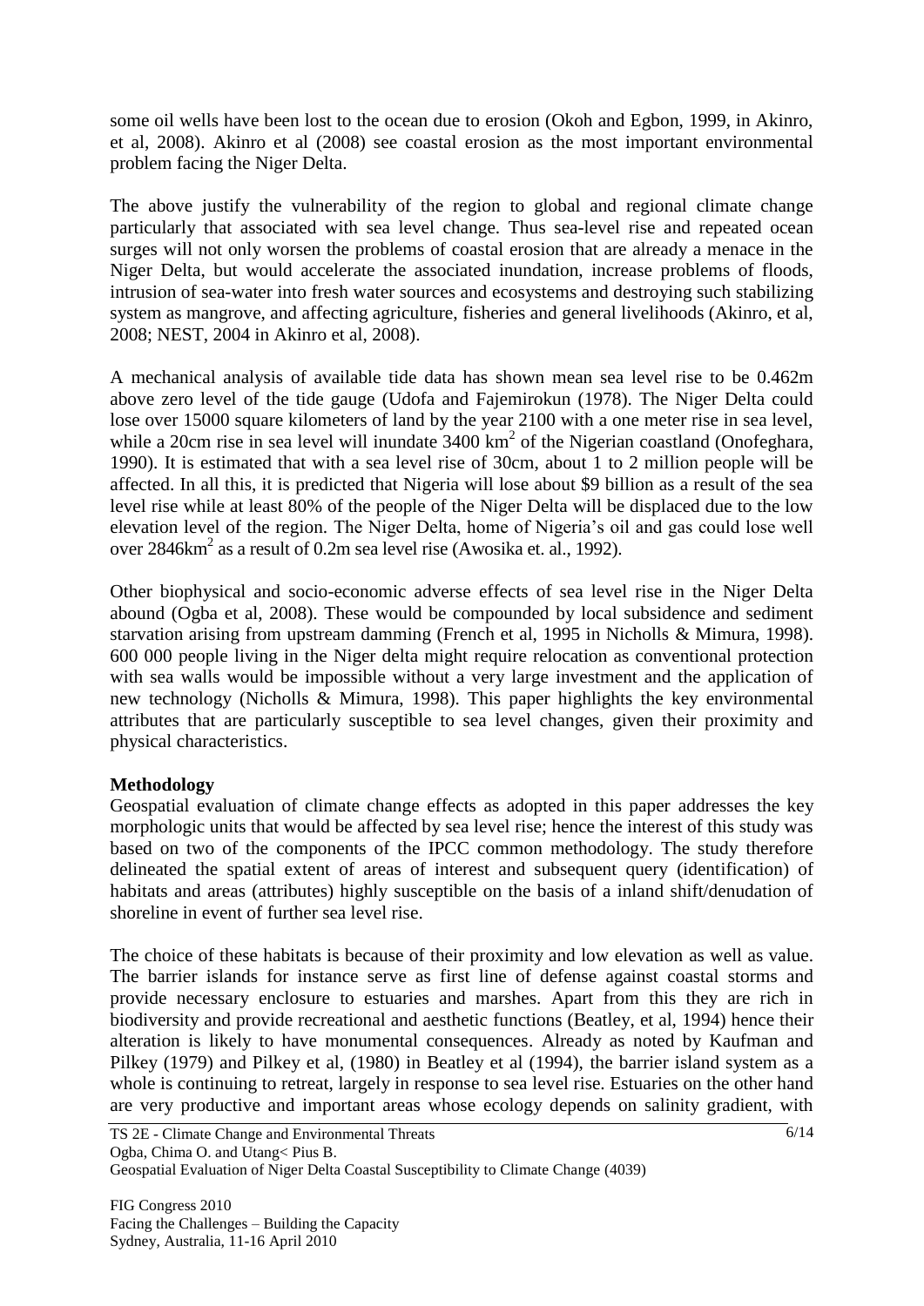some oil wells have been lost to the ocean due to erosion (Okoh and Egbon, 1999, in Akinro, et al, 2008). Akinro et al (2008) see coastal erosion as the most important environmental problem facing the Niger Delta.

The above justify the vulnerability of the region to global and regional climate change particularly that associated with sea level change. Thus sea-level rise and repeated ocean surges will not only worsen the problems of coastal erosion that are already a menace in the Niger Delta, but would accelerate the associated inundation, increase problems of floods, intrusion of sea-water into fresh water sources and ecosystems and destroying such stabilizing system as mangrove, and affecting agriculture, fisheries and general livelihoods (Akinro, et al, 2008; NEST, 2004 in Akinro et al, 2008).

A mechanical analysis of available tide data has shown mean sea level rise to be 0.462m above zero level of the tide gauge (Udofa and Fajemirokun (1978). The Niger Delta could lose over 15000 square kilometers of land by the year 2100 with a one meter rise in sea level, while a 20cm rise in sea level will inundate 3400 $km^2$ of the Nigerian coastland (Onofeghara, 1990). It is estimated that with a sea level rise of 30cm, about 1 to 2 million people will be affected. In all this, it is predicted that Nigeria will lose about \$9 billion as a result of the sea level rise while at least 80% of the people of the Niger Delta will be displaced due to the low elevation level of the region. The Niger Delta, home of Nigeria's oil and gas could lose well over 2846$km^2$ as a result of 0.2m sea level rise (Awosika et. al., 1992).

Other biophysical and socio-economic adverse effects of sea level rise in the Niger Delta abound (Ogba et al, 2008). These would be compounded by local subsidence and sediment starvation arising from upstream damming (French et al, 1995 in Nicholls & Mimura, 1998). 600 000 people living in the Niger delta might require relocation as conventional protection with sea walls would be impossible without a very large investment and the application of new technology (Nicholls & Mimura, 1998). This paper highlights the key environmental attributes that are particularly susceptible to sea level changes, given their proximity and physical characteristics.

**Methodology**

Geospatial evaluation of climate change effects as adopted in this paper addresses the key morphologic units that would be affected by sea level rise; hence the interest of this study was based on two of the components of the IPCC common methodology. The study therefore delineated the spatial extent of areas of interest and subsequent query (identification) of habitats and areas (attributes) highly susceptible on the basis of a inland shift/denudation of shoreline in event of further sea level rise.

The choice of these habitats is because of their proximity and low elevation as well as value. The barrier islands for instance serve as first line of defense against coastal storms and provide necessary enclosure to estuaries and marshes. Apart from this they are rich in biodiversity and provide recreational and aesthetic functions (Beatley, et al, 1994) hence their alteration is likely to have monumental consequences. Already as noted by Kaufman and Pilkey (1979) and Pilkey et al, (1980) in Beatley et al (1994), the barrier island system as a whole is continuing to retreat, largely in response to sea level rise. Estuaries on the other hand are very productive and important areas whose ecology depends on salinity gradient, with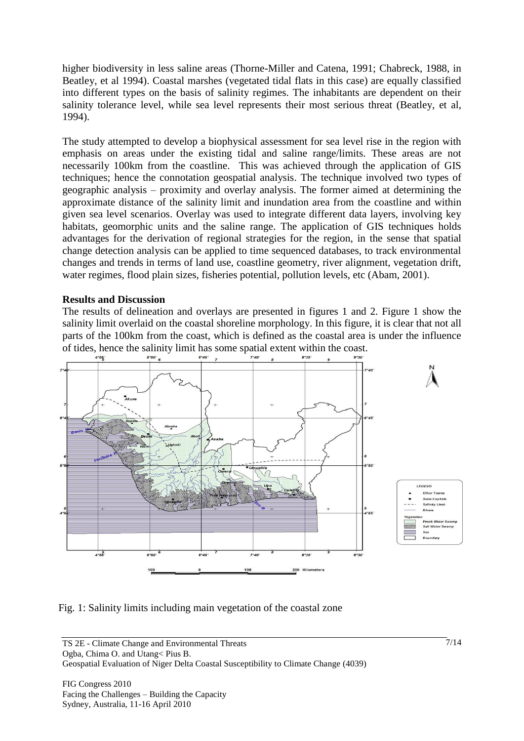higher biodiversity in less saline areas (Thorne-Miller and Catena, 1991; Chabreck, 1988, in Beatley, et al 1994). Coastal marshes (vegetated tidal flats in this case) are equally classified into different types on the basis of salinity regimes. The inhabitants are dependent on their salinity tolerance level, while sea level represents their most serious threat (Beatley, et al, 1994).

The study attempted to develop a biophysical assessment for sea level rise in the region with emphasis on areas under the existing tidal and saline range/limits. These areas are not necessarily 100km from the coastline. This was achieved through the application of GIS techniques; hence the connotation geospatial analysis. The technique involved two types of geographic analysis – proximity and overlay analysis. The former aimed at determining the approximate distance of the salinity limit and inundation area from the coastline and within given sea level scenarios. Overlay was used to integrate different data layers, involving key habitats, geomorphic units and the saline range. The application of GIS techniques holds advantages for the derivation of regional strategies for the region, in the sense that spatial change detection analysis can be applied to time sequenced databases, to track environmental changes and trends in terms of land use, coastline geometry, river alignment, vegetation drift, water regimes, flood plain sizes, fisheries potential, pollution levels, etc (Abam, 2001).

**Results and Discussion**

The results of delineation and overlays are presented in figures 1 and 2. Figure 1 show the salinity limit overlaid on the coastal shoreline morphology. In this figure, it is clear that not all parts of the 100km from the coast, which is defined as the coastal area is under the influence of tides, hence the salinity limit has some spatial extent within the coast.

Fig. 1: Salinity limits including main vegetation of the coastal zone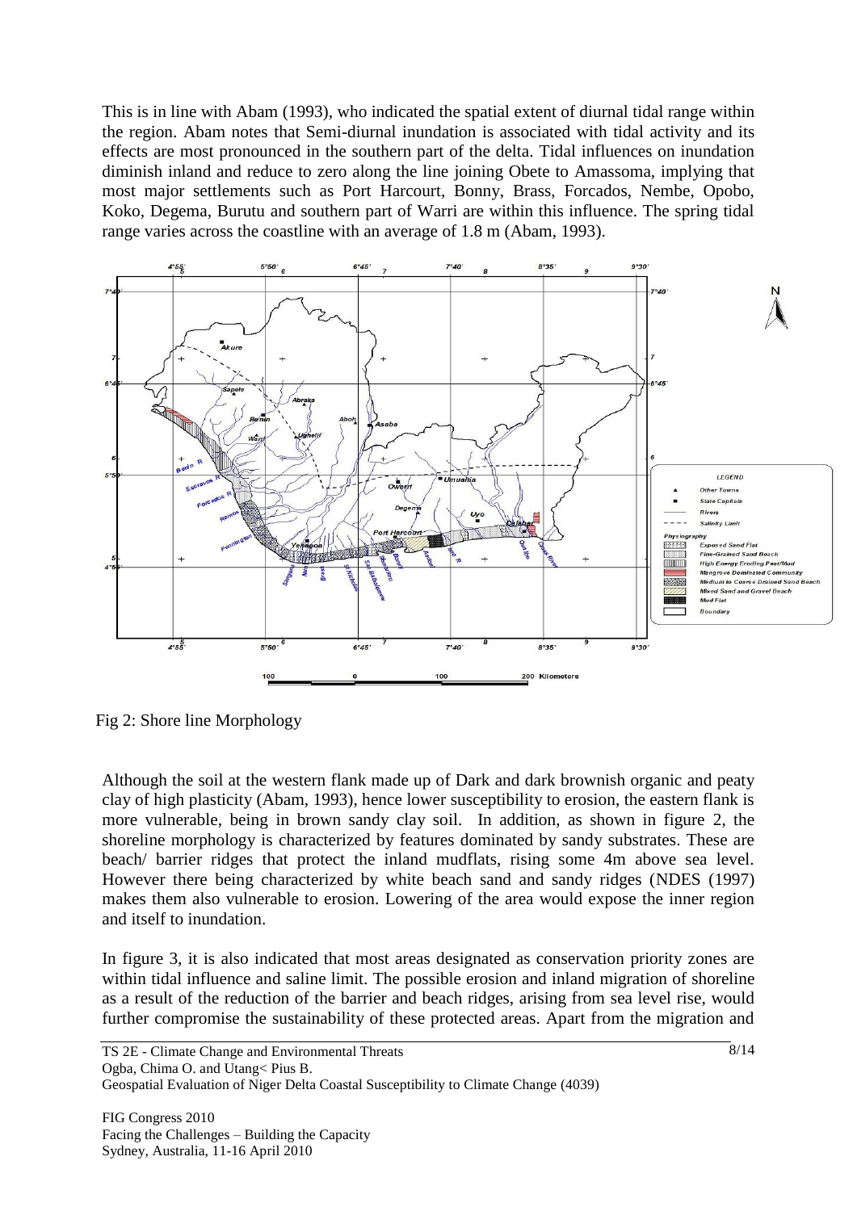This is in line with Abam (1993), who indicated the spatial extent of diurnal tidal range within the region. Abam notes that Semi-diurnal inundation is associated with tidal activity and its effects are most pronounced in the southern part of the delta. Tidal influences on inundation diminish inland and reduce to zero along the line joining Obete to Amassoma, implying that most major settlements such as Port Harcourt, Bonny, Brass, Forcados, Nembe, Opobo, Koko, Degema, Burutu and southern part of Warri are within this influence. The spring tidal range varies across the coastline with an average of 1.8 m (Abam, 1993).

Fig 2: Shore line Morphology

Although the soil at the western flank made up of Dark and dark brownish organic and peaty clay of high plasticity (Abam, 1993), hence lower susceptibility to erosion, the eastern flank is more vulnerable, being in brown sandy clay soil. In addition, as shown in figure 2, the shoreline morphology is characterized by features dominated by sandy substrates. These are beach/ barrier ridges that protect the inland mudflats, rising some 4m above sea level. However there being characterized by white beach sand and sandy ridges (NDES (1997) makes them also vulnerable to erosion. Lowering of the area would expose the inner region and itself to inundation.

In figure 3, it is also indicated that most areas designated as conservation priority zones are within tidal influence and saline limit. The possible erosion and inland migration of shoreline as a result of the reduction of the barrier and beach ridges, arising from sea level rise, would further compromise the sustainability of these protected areas. Apart from the migration and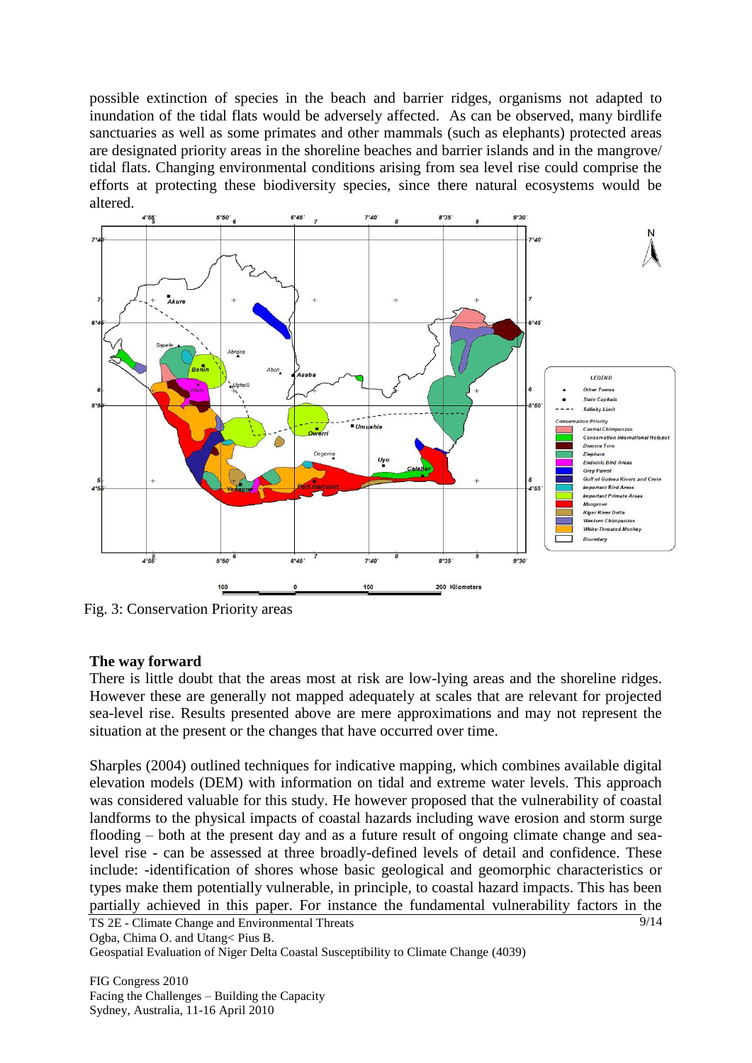possible extinction of species in the beach and barrier ridges, organisms not adapted to inundation of the tidal flats would be adversely affected. As can be observed, many birdlife sanctuaries as well as some primates and other mammals (such as elephants) protected areas are designated priority areas in the shoreline beaches and barrier islands and in the mangrove/ tidal flats. Changing environmental conditions arising from sea level rise could comprise the efforts at protecting these biodiversity species, since there natural ecosystems would be altered.

Fig. 3: Conservation Priority areas

## The way forward

There is little doubt that the areas most at risk are low-lying areas and the shoreline ridges. However these are generally not mapped adequately at scales that are relevant for projected sea-level rise. Results presented above are mere approximations and may not represent the situation at the present or the changes that have occurred over time.

Sharples (2004) outlined techniques for indicative mapping, which combines available digital elevation models (DEM) with information on tidal and extreme water levels. This approach was considered valuable for this study. He however proposed that the vulnerability of coastal landforms to the physical impacts of coastal hazards including wave erosion and storm surge flooding – both at the present day and as a future result of ongoing climate change and sea-level rise - can be assessed at three broadly-defined levels of detail and confidence. These include: -identification of shores whose basic geological and geomorphic characteristics or types make them potentially vulnerable, in principle, to coastal hazard impacts. This has been partially achieved in this paper. For instance the fundamental vulnerability factors in the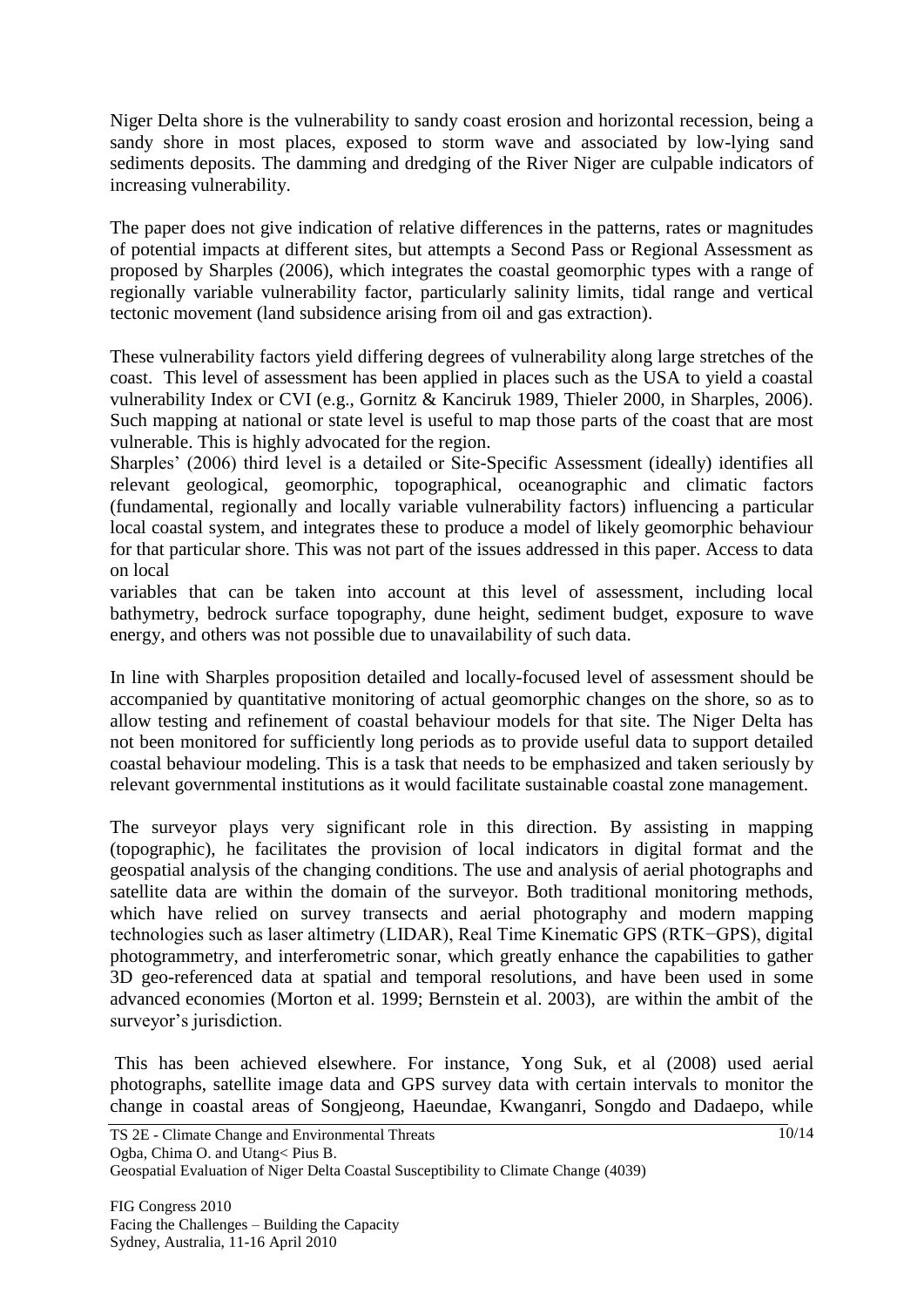Niger Delta shore is the vulnerability to sandy coast erosion and horizontal recession, being a sandy shore in most places, exposed to storm wave and associated by low-lying sand sediments deposits. The damming and dredging of the River Niger are culpable indicators of increasing vulnerability.

The paper does not give indication of relative differences in the patterns, rates or magnitudes of potential impacts at different sites, but attempts a Second Pass or Regional Assessment as proposed by Sharples (2006), which integrates the coastal geomorphic types with a range of regionally variable vulnerability factor, particularly salinity limits, tidal range and vertical tectonic movement (land subsidence arising from oil and gas extraction).

These vulnerability factors yield differing degrees of vulnerability along large stretches of the coast. This level of assessment has been applied in places such as the USA to yield a coastal vulnerability Index or CVI (e.g., Gornitz & Kanciruk 1989, Thieler 2000, in Sharples, 2006). Such mapping at national or state level is useful to map those parts of the coast that are most vulnerable. This is highly advocated for the region.

Sharples' (2006) third level is a detailed or Site-Specific Assessment (ideally) identifies all relevant geological, geomorphic, topographical, oceanographic and climatic factors (fundamental, regionally and locally variable vulnerability factors) influencing a particular local coastal system, and integrates these to produce a model of likely geomorphic behaviour for that particular shore. This was not part of the issues addressed in this paper. Access to data on local variables that can be taken into account at this level of assessment, including local bathymetry, bedrock surface topography, dune height, sediment budget, exposure to wave energy, and others was not possible due to unavailability of such data.

In line with Sharples proposition detailed and locally-focused level of assessment should be accompanied by quantitative monitoring of actual geomorphic changes on the shore, so as to allow testing and refinement of coastal behaviour models for that site. The Niger Delta has not been monitored for sufficiently long periods as to provide useful data to support detailed coastal behaviour modeling. This is a task that needs to be emphasized and taken seriously by relevant governmental institutions as it would facilitate sustainable coastal zone management.

The surveyor plays very significant role in this direction. By assisting in mapping (topographic), he facilitates the provision of local indicators in digital format and the geospatial analysis of the changing conditions. The use and analysis of aerial photographs and satellite data are within the domain of the surveyor. Both traditional monitoring methods, which have relied on survey transects and aerial photography and modern mapping technologies such as laser altimetry (LIDAR), Real Time Kinematic GPS (RTK−GPS), digital photogrammetry, and interferometric sonar, which greatly enhance the capabilities to gather 3D geo-referenced data at spatial and temporal resolutions, and have been used in some advanced economies (Morton et al. 1999; Bernstein et al. 2003), are within the ambit of the surveyor's jurisdiction.

This has been achieved elsewhere. For instance, Yong Suk, et al (2008) used aerial photographs, satellite image data and GPS survey data with certain intervals to monitor the change in coastal areas of Songjeong, Haeundae, Kwanganri, Songdo and Dadaepo, while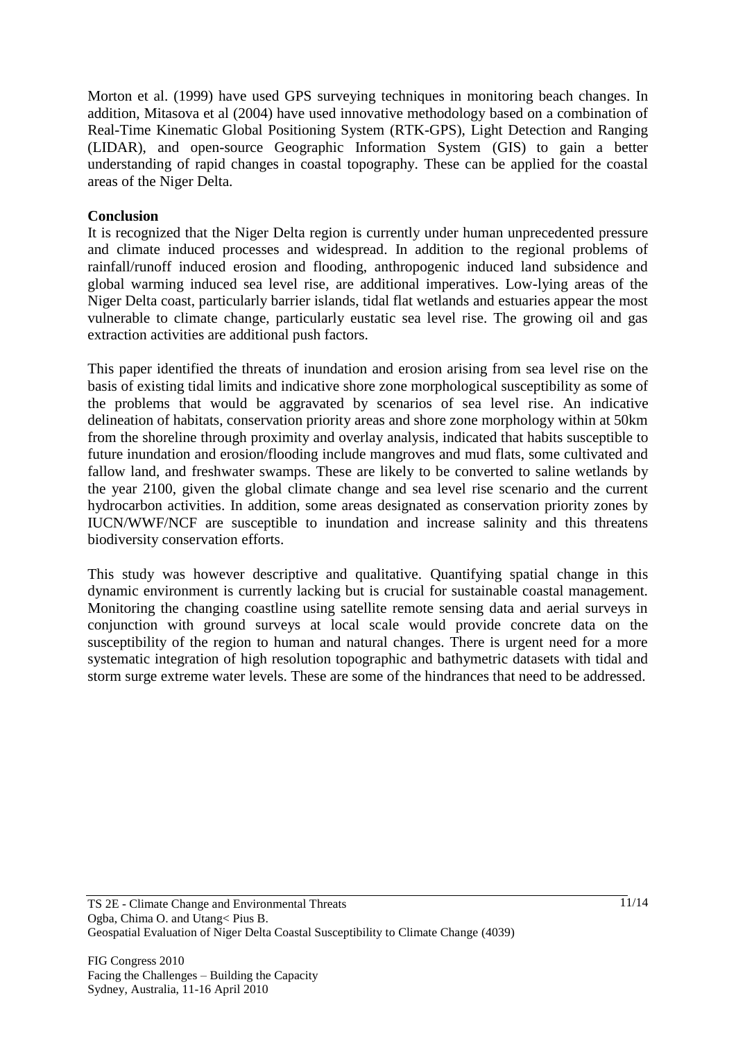Morton et al. (1999) have used GPS surveying techniques in monitoring beach changes. In addition, Mitasova et al (2004) have used innovative methodology based on a combination of Real-Time Kinematic Global Positioning System (RTK-GPS), Light Detection and Ranging (LIDAR), and open-source Geographic Information System (GIS) to gain a better understanding of rapid changes in coastal topography. These can be applied for the coastal areas of the Niger Delta.

**Conclusion**

It is recognized that the Niger Delta region is currently under human unprecedented pressure and climate induced processes and widespread. In addition to the regional problems of rainfall/runoff induced erosion and flooding, anthropogenic induced land subsidence and global warming induced sea level rise, are additional imperatives. Low-lying areas of the Niger Delta coast, particularly barrier islands, tidal flat wetlands and estuaries appear the most vulnerable to climate change, particularly eustatic sea level rise. The growing oil and gas extraction activities are additional push factors.

This paper identified the threats of inundation and erosion arising from sea level rise on the basis of existing tidal limits and indicative shore zone morphological susceptibility as some of the problems that would be aggravated by scenarios of sea level rise. An indicative delineation of habitats, conservation priority areas and shore zone morphology within at 50km from the shoreline through proximity and overlay analysis, indicated that habits susceptible to future inundation and erosion/flooding include mangroves and mud flats, some cultivated and fallow land, and freshwater swamps. These are likely to be converted to saline wetlands by the year 2100, given the global climate change and sea level rise scenario and the current hydrocarbon activities. In addition, some areas designated as conservation priority zones by IUCN/WWF/NCF are susceptible to inundation and increase salinity and this threatens biodiversity conservation efforts.

This study was however descriptive and qualitative. Quantifying spatial change in this dynamic environment is currently lacking but is crucial for sustainable coastal management. Monitoring the changing coastline using satellite remote sensing data and aerial surveys in conjunction with ground surveys at local scale would provide concrete data on the susceptibility of the region to human and natural changes. There is urgent need for a more systematic integration of high resolution topographic and bathymetric datasets with tidal and storm surge extreme water levels. These are some of the hindrances that need to be addressed.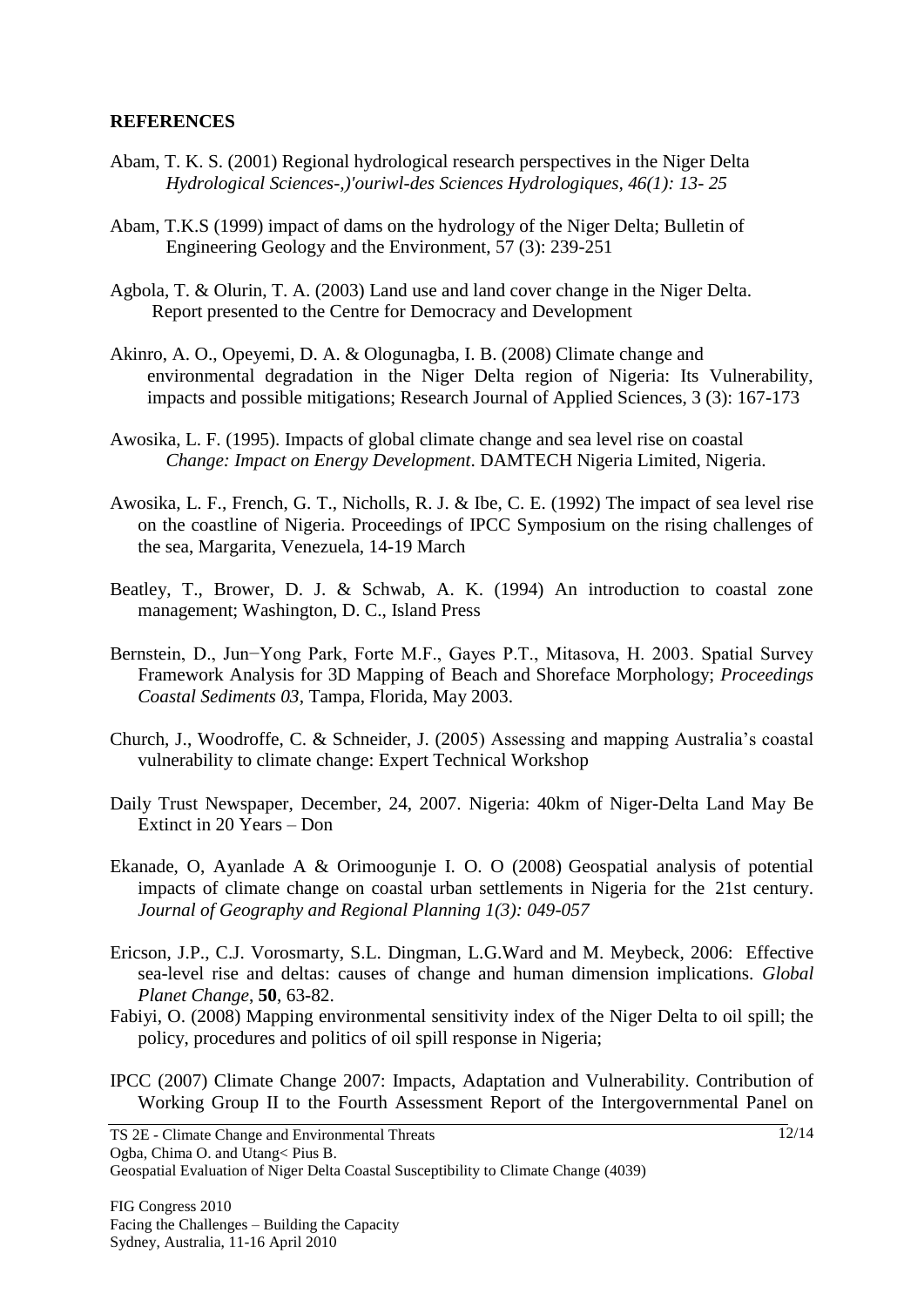**REFERENCES**

Abam, T. K. S. (2001) Regional hydrological research perspectives in the Niger Delta *Hydrological Sciences-,)'ouriwl-des Sciences Hydrologiques, 46(1): 13- 25*

Abam, T.K.S (1999) impact of dams on the hydrology of the Niger Delta; Bulletin of Engineering Geology and the Environment, 57 (3): 239-251

Agbola, T. & Olurin, T. A. (2003) Land use and land cover change in the Niger Delta. Report presented to the Centre for Democracy and Development

Akinro, A. O., Opeyemi, D. A. & Ologunagba, I. B. (2008) Climate change and environmental degradation in the Niger Delta region of Nigeria: Its Vulnerability, impacts and possible mitigations; Research Journal of Applied Sciences, 3 (3): 167-173

Awosika, L. F. (1995). Impacts of global climate change and sea level rise on coastal *Change: Impact on Energy Development*. DAMTECH Nigeria Limited, Nigeria.

Awosika, L. F., French, G. T., Nicholls, R. J. & Ibe, C. E. (1992) The impact of sea level rise on the coastline of Nigeria. Proceedings of IPCC Symposium on the rising challenges of the sea, Margarita, Venezuela, 14-19 March

Beatley, T., Brower, D. J. & Schwab, A. K. (1994) An introduction to coastal zone management; Washington, D. C., Island Press

Bernstein, D., Jun−Yong Park, Forte M.F., Gayes P.T., Mitasova, H. 2003. Spatial Survey Framework Analysis for 3D Mapping of Beach and Shoreface Morphology; *Proceedings Coastal Sediments 03*, Tampa, Florida, May 2003.

Church, J., Woodroffe, C. & Schneider, J. (2005) Assessing and mapping Australia's coastal vulnerability to climate change: Expert Technical Workshop

Daily Trust Newspaper, December, 24, 2007. Nigeria: 40km of Niger-Delta Land May Be Extinct in 20 Years – Don

Ekanade, O, Ayanlade A & Orimoogunje I. O. O (2008) Geospatial analysis of potential impacts of climate change on coastal urban settlements in Nigeria for the 21st century. *Journal of Geography and Regional Planning 1(3): 049-057*

Ericson, J.P., C.J. Vorosmarty, S.L. Dingman, L.G.Ward and M. Meybeck, 2006: Effective sea-level rise and deltas: causes of change and human dimension implications. *Global Planet Change*, **50**, 63-82.

Fabiyi, O. (2008) Mapping environmental sensitivity index of the Niger Delta to oil spill; the policy, procedures and politics of oil spill response in Nigeria;

IPCC (2007) Climate Change 2007: Impacts, Adaptation and Vulnerability. Contribution of Working Group II to the Fourth Assessment Report of the Intergovernmental Panel on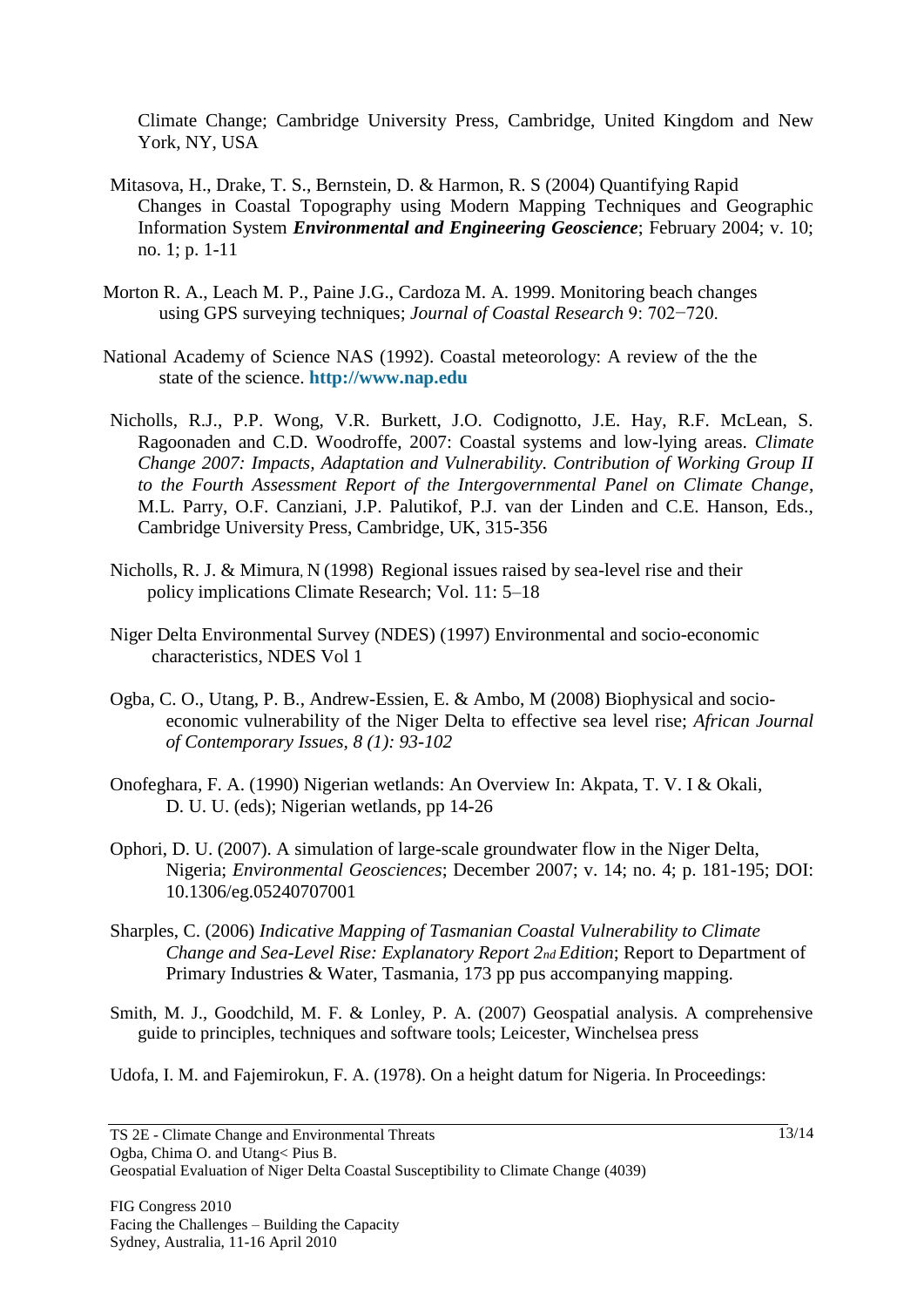Climate Change; Cambridge University Press, Cambridge, United Kingdom and New York, NY, USA

Mitasova, H., Drake, T. S., Bernstein, D. & Harmon, R. S (2004) Quantifying Rapid Changes in Coastal Topography using Modern Mapping Techniques and Geographic Information System ***Environmental and Engineering Geoscience***; February 2004; v. 10; no. 1; p. 1-11

Morton R. A., Leach M. P., Paine J.G., Cardoza M. A. 1999. Monitoring beach changes using GPS surveying techniques; *Journal of Coastal Research* 9: 702−720.

National Academy of Science NAS (1992). Coastal meteorology: A review of the the state of the science. **http://www.nap.edu**

Nicholls, R.J., P.P. Wong, V.R. Burkett, J.O. Codignotto, J.E. Hay, R.F. McLean, S. Ragoonaden and C.D. Woodroffe, 2007: Coastal systems and low-lying areas. *Climate Change 2007: Impacts, Adaptation and Vulnerability. Contribution of Working Group II to the Fourth Assessment Report of the Intergovernmental Panel on Climate Change*, M.L. Parry, O.F. Canziani, J.P. Palutikof, P.J. van der Linden and C.E. Hanson, Eds., Cambridge University Press, Cambridge, UK, 315-356

Nicholls, R. J. & Mimura, N (1998) Regional issues raised by sea-level rise and their policy implications Climate Research; Vol. 11: 5–18

Niger Delta Environmental Survey (NDES) (1997) Environmental and socio-economic characteristics, NDES Vol 1

Ogba, C. O., Utang, P. B., Andrew-Essien, E. & Ambo, M (2008) Biophysical and socio-economic vulnerability of the Niger Delta to effective sea level rise; *African Journal of Contemporary Issues, 8 (1): 93-102*

Onofeghara, F. A. (1990) Nigerian wetlands: An Overview In: Akpata, T. V. I & Okali, D. U. U. (eds); Nigerian wetlands, pp 14-26

Ophori, D. U. (2007). A simulation of large-scale groundwater flow in the Niger Delta, Nigeria; *Environmental Geosciences*; December 2007; v. 14; no. 4; p. 181-195; DOI: 10.1306/eg.05240707001

Sharples, C. (2006) *Indicative Mapping of Tasmanian Coastal Vulnerability to Climate Change and Sea-Level Rise: Explanatory Report 2nd Edition*; Report to Department of Primary Industries & Water, Tasmania, 173 pp pus accompanying mapping.

Smith, M. J., Goodchild, M. F. & Lonley, P. A. (2007) Geospatial analysis. A comprehensive guide to principles, techniques and software tools; Leicester, Winchelsea press

Udofa, I. M. and Fajemirokun, F. A. (1978). On a height datum for Nigeria. In Proceedings: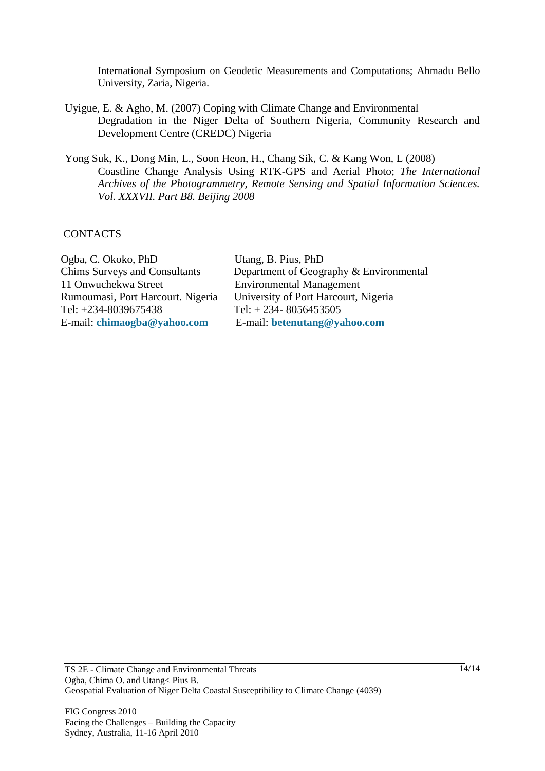International Symposium on Geodetic Measurements and Computations; Ahmadu Bello University, Zaria, Nigeria.

Uyigue, E. & Agho, M. (2007) Coping with Climate Change and Environmental Degradation in the Niger Delta of Southern Nigeria, Community Research and Development Centre (CREDC) Nigeria

Yong Suk, K., Dong Min, L., Soon Heon, H., Chang Sik, C. & Kang Won, L (2008) Coastline Change Analysis Using RTK-GPS and Aerial Photo; *The International Archives of the Photogrammetry, Remote Sensing and Spatial Information Sciences. Vol. XXXVII. Part B8. Beijing 2008*

## CONTACTS

Ogba, C. Okoko, PhD
Chims Surveys and Consultants
11 Onwuchekwa Street
Rumoumasi, Port Harcourt. Nigeria
Tel: +234-8039675438
E-mail: **chimaogba@yahoo.com**

Utang, B. Pius, PhD
Department of Geography & Environmental
Environmental Management
University of Port Harcourt, Nigeria
Tel: + 234- 8056453505
E-mail: **betenutang@yahoo.com**